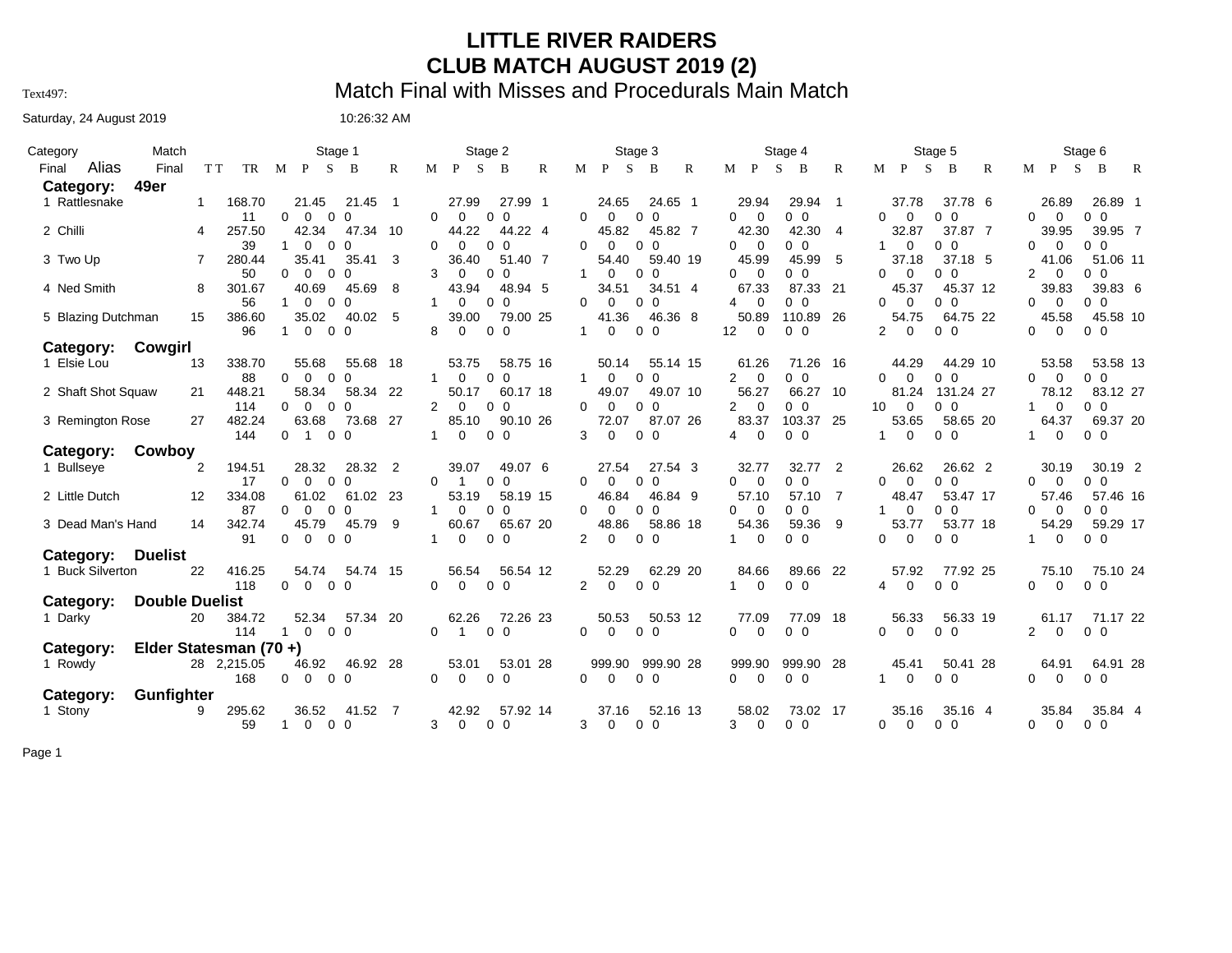# LITTLE RIVER RAIDERS

# CLUB MATCH AUGUST 2019 (2)

Text497: Match Final with Misses and Procedurals Main Match

Saturday, 24 August 2019 10:26:32 AM

| Category Final | Alias | Match Final | TT | TR | Stage 1 M | P | S | B | Stage 1 | R | Stage 2 M | P | S | B | Stage 2 | R | Stage 3 M | P | S | B | Stage 3 | R | Stage 4 M | P | S | B | Stage 4 | R | Stage 5 M | P | S | B | Stage 5 | R | Stage 6 M | P | S | B | Stage 6 | R |
|---|---|---|---|---|---|---|---|---|---|---|---|---|---|---|---|---|---|---|---|---|---|---|---|---|---|---|---|---|---|---|---|---|---|---|---|---|---|---|---|---|
| **Category: 49er** | | | | | | | | | | | | | | | | | | | | | | | | | | | | | | | | | | | | | | | | |
| 1 | Rattlesnake | 1 | 168.70 | 11 | 0 21.45 | 0 | 0 | 0 | 21.45 | 1 | 0 27.99 | 0 | 0 | 0 | 27.99 | 1 | 0 24.65 | 0 | 0 | 0 | 24.65 | 1 | 0 29.94 | 0 | 0 | 0 | 29.94 | 1 | 0 37.78 | 0 | 0 | 0 | 37.78 | 6 | 0 26.89 | 0 | 0 | 0 | 26.89 | 1 |
| 2 | Chilli | 4 | 257.50 | 39 | 1 42.34 | 0 | 0 | 0 | 47.34 | 10 | 0 44.22 | 0 | 0 | 0 | 44.22 | 4 | 0 45.82 | 0 | 0 | 0 | 45.82 | 7 | 0 42.30 | 0 | 0 | 0 | 42.30 | 4 | 1 32.87 | 0 | 0 | 0 | 37.87 | 7 | 0 39.95 | 0 | 0 | 0 | 39.95 | 7 |
| 3 | Two Up | 7 | 280.44 | 50 | 0 35.41 | 0 | 0 | 0 | 35.41 | 3 | 3 36.40 | 0 | 0 | 0 | 51.40 | 7 | 1 54.40 | 0 | 0 | 0 | 59.40 | 19 | 0 45.99 | 0 | 0 | 0 | 45.99 | 5 | 0 37.18 | 0 | 0 | 0 | 37.18 | 5 | 2 41.06 | 0 | 0 | 0 | 51.06 | 11 |
| 4 | Ned Smith | 8 | 301.67 | 56 | 1 40.69 | 0 | 0 | 0 | 45.69 | 8 | 1 43.94 | 0 | 0 | 0 | 48.94 | 5 | 0 34.51 | 0 | 0 | 0 | 34.51 | 4 | 4 67.33 | 0 | 0 | 0 | 87.33 | 21 | 0 45.37 | 0 | 0 | 0 | 45.37 | 12 | 0 39.83 | 0 | 0 | 0 | 39.83 | 6 |
| 5 | Blazing Dutchman | 15 | 386.60 | 96 | 1 35.02 | 0 | 0 | 0 | 40.02 | 5 | 8 39.00 | 0 | 0 | 0 | 79.00 | 25 | 1 41.36 | 0 | 0 | 0 | 46.36 | 8 | 12 50.89 | 0 | 0 | 0 | 110.89 | 26 | 2 54.75 | 0 | 0 | 0 | 64.75 | 22 | 0 45.58 | 0 | 0 | 0 | 45.58 | 10 |
| **Category: Cowgirl** | | | | | | | | | | | | | | | | | | | | | | | | | | | | | | | | | | | | | | | | |
| 1 | Elsie Lou | 13 | 338.70 | 88 | 0 55.68 | 0 | 0 | 0 | 55.68 | 18 | 1 53.75 | 0 | 0 | 0 | 58.75 | 16 | 1 50.14 | 0 | 0 | 0 | 55.14 | 15 | 2 61.26 | 0 | 0 | 0 | 71.26 | 16 | 0 44.29 | 0 | 0 | 0 | 44.29 | 10 | 0 53.58 | 0 | 0 | 0 | 53.58 | 13 |
| 2 | Shaft Shot Squaw | 21 | 448.21 | 114 | 0 58.34 | 0 | 0 | 0 | 58.34 | 22 | 2 50.17 | 0 | 0 | 0 | 60.17 | 18 | 0 49.07 | 0 | 0 | 0 | 49.07 | 10 | 2 56.27 | 0 | 0 | 0 | 66.27 | 10 | 10 81.24 | 0 | 0 | 0 | 131.24 | 27 | 1 78.12 | 0 | 0 | 0 | 83.12 | 27 |
| 3 | Remington Rose | 27 | 482.24 | 144 | 0 63.68 | 1 | 0 | 0 | 73.68 | 27 | 1 85.10 | 0 | 0 | 0 | 90.10 | 26 | 3 72.07 | 0 | 0 | 0 | 87.07 | 26 | 4 83.37 | 0 | 0 | 0 | 103.37 | 25 | 1 53.65 | 0 | 0 | 0 | 58.65 | 20 | 1 64.37 | 0 | 0 | 0 | 69.37 | 20 |
| **Category: Cowboy** | | | | | | | | | | | | | | | | | | | | | | | | | | | | | | | | | | | | | | | | |
| 1 | Bullseye | 2 | 194.51 | 17 | 0 28.32 | 0 | 0 | 0 | 28.32 | 2 | 0 39.07 | 1 | 0 | 0 | 49.07 | 6 | 0 27.54 | 0 | 0 | 0 | 27.54 | 3 | 0 32.77 | 0 | 0 | 0 | 32.77 | 2 | 0 26.62 | 0 | 0 | 0 | 26.62 | 2 | 0 30.19 | 0 | 0 | 0 | 30.19 | 2 |
| 2 | Little Dutch | 12 | 334.08 | 87 | 0 61.02 | 0 | 0 | 0 | 61.02 | 23 | 1 53.19 | 0 | 0 | 0 | 58.19 | 15 | 0 46.84 | 0 | 0 | 0 | 46.84 | 9 | 0 57.10 | 0 | 0 | 0 | 57.10 | 7 | 1 48.47 | 0 | 0 | 0 | 53.47 | 17 | 0 57.46 | 0 | 0 | 0 | 57.46 | 16 |
| 3 | Dead Man's Hand | 14 | 342.74 | 91 | 0 45.79 | 0 | 0 | 0 | 45.79 | 9 | 1 60.67 | 0 | 0 | 0 | 65.67 | 20 | 2 48.86 | 0 | 0 | 0 | 58.86 | 18 | 1 54.36 | 0 | 0 | 0 | 59.36 | 9 | 0 53.77 | 0 | 0 | 0 | 53.77 | 18 | 1 54.29 | 0 | 0 | 0 | 59.29 | 17 |
| **Category: Duelist** | | | | | | | | | | | | | | | | | | | | | | | | | | | | | | | | | | | | | | | | |
| 1 | Buck Silverton | 22 | 416.25 | 118 | 0 54.74 | 0 | 0 | 0 | 54.74 | 15 | 0 56.54 | 0 | 0 | 0 | 56.54 | 12 | 2 52.29 | 0 | 0 | 0 | 62.29 | 20 | 1 84.66 | 0 | 0 | 0 | 89.66 | 22 | 4 57.92 | 0 | 0 | 0 | 77.92 | 25 | 0 75.10 | 0 | 0 | 0 | 75.10 | 24 |
| **Category: Double Duelist** | | | | | | | | | | | | | | | | | | | | | | | | | | | | | | | | | | | | | | | | |
| 1 | Darky | 20 | 384.72 | 114 | 1 52.34 | 0 | 0 | 0 | 57.34 | 20 | 0 62.26 | 1 | 0 | 0 | 72.26 | 23 | 0 50.53 | 0 | 0 | 0 | 50.53 | 12 | 0 77.09 | 0 | 0 | 0 | 77.09 | 18 | 0 56.33 | 0 | 0 | 0 | 56.33 | 19 | 2 61.17 | 0 | 0 | 0 | 71.17 | 22 |
| **Category: Elder Statesman (70 +)** | | | | | | | | | | | | | | | | | | | | | | | | | | | | | | | | | | | | | | | | |
| 1 | Rowdy | 28 | 2,215.05 | 168 | 0 46.92 | 0 | 0 | 0 | 46.92 | 28 | 0 53.01 | 0 | 0 | 0 | 53.01 | 28 | 0 999.90 | 0 | 0 | 0 | 999.90 | 28 | 0 999.90 | 0 | 0 | 0 | 999.90 | 28 | 1 45.41 | 0 | 0 | 0 | 50.41 | 28 | 0 64.91 | 0 | 0 | 0 | 64.91 | 28 |
| **Category: Gunfighter** | | | | | | | | | | | | | | | | | | | | | | | | | | | | | | | | | | | | | | | | |
| 1 | Stony | 9 | 295.62 | 59 | 1 36.52 | 0 | 0 | 0 | 41.52 | 7 | 3 42.92 | 0 | 0 | 0 | 57.92 | 14 | 3 37.16 | 0 | 0 | 0 | 52.16 | 13 | 3 58.02 | 0 | 0 | 0 | 73.02 | 17 | 0 35.16 | 0 | 0 | 0 | 35.16 | 4 | 0 35.84 | 0 | 0 | 0 | 35.84 | 4 |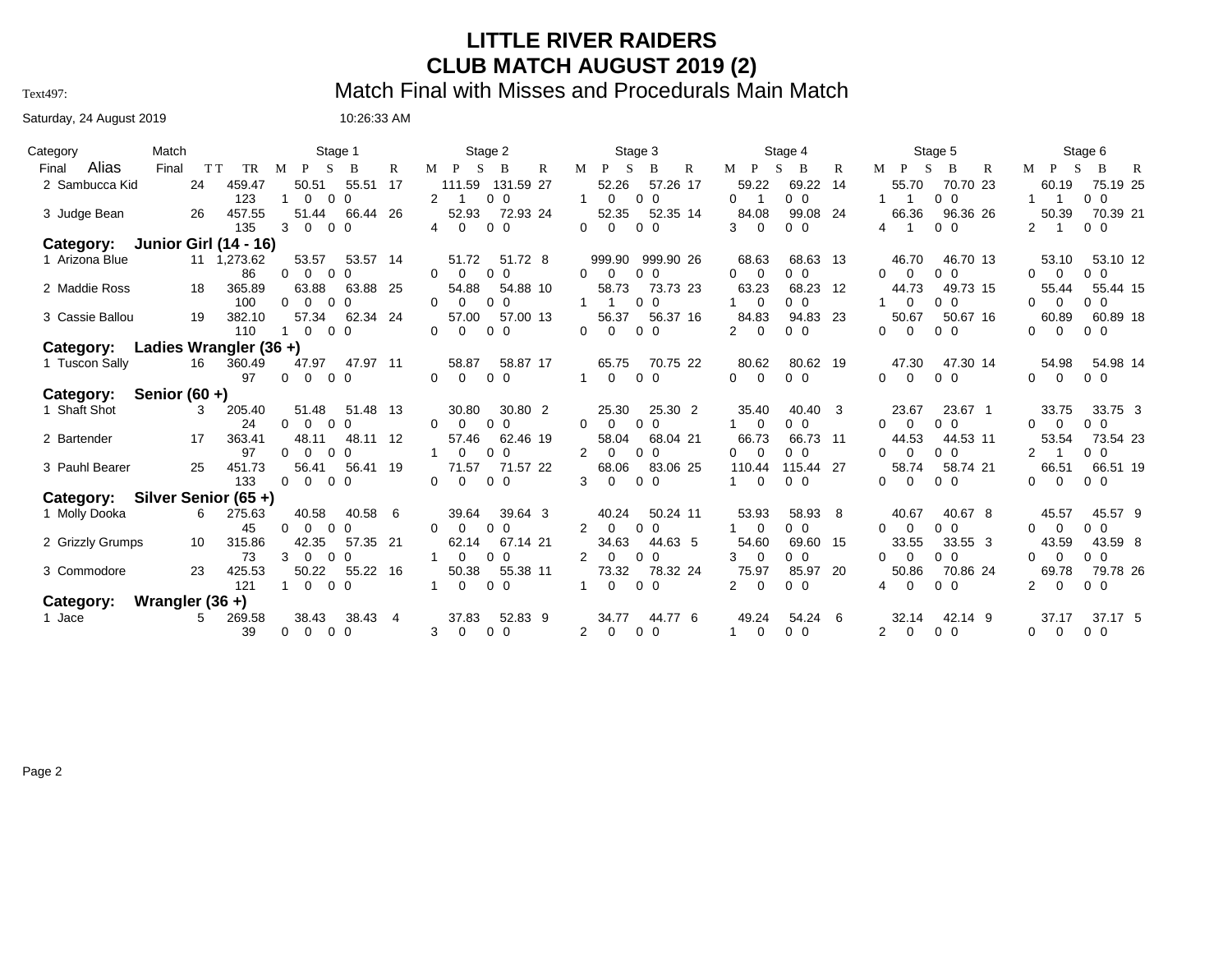# LITTLE RIVER RAIDERS
## CLUB MATCH AUGUST 2019 (2)

Text497: Match Final with Misses and Procedurals Main Match

Saturday, 24 August 2019 10:26:33 AM

| Category Final | Alias | Match Final | TT / TR | Stage 1 M P S B | Stage 1 R | Stage 2 M P S B | Stage 2 R | Stage 3 M P S B | Stage 3 R | Stage 4 M P S B | Stage 4 R | Stage 5 M P S B | Stage 5 R | Stage 6 M P S B | Stage 6 R |
|---|---|---|---|---|---|---|---|---|---|---|---|---|---|---|---|
| 2 | Sambucca Kid | 24 | 459.47 | 50.51 55.51 | 17 | 111.59 131.59 | 27 | 52.26 57.26 | 17 | 59.22 69.22 | 14 | 55.70 70.70 | 23 | 60.19 75.19 | 25 |
| | | | 123 | 1 0 0 0 | | 2 1 0 0 | | 1 0 0 0 | | 0 1 0 0 | | 1 1 0 0 | | 1 1 0 0 | |
| 3 | Judge Bean | 26 | 457.55 | 51.44 66.44 | 26 | 52.93 72.93 | 24 | 52.35 52.35 | 14 | 84.08 99.08 | 24 | 66.36 96.36 | 26 | 50.39 70.39 | 21 |
| | | | 135 | 3 0 0 0 | | 4 0 0 0 | | 0 0 0 0 | | 3 0 0 0 | | 4 1 0 0 | | 2 1 0 0 | |
| **Category:** | **Junior Girl (14 - 16)** | | | | | | | | | | | | | | |
| 1 | Arizona Blue | 11 | 1,273.62 | 53.57 53.57 | 14 | 51.72 51.72 | 8 | 999.90 999.90 | 26 | 68.63 68.63 | 13 | 46.70 46.70 | 13 | 53.10 53.10 | 12 |
| | | | 86 | 0 0 0 0 | | 0 0 0 0 | | 0 0 0 0 | | 0 0 0 0 | | 0 0 0 0 | | 0 0 0 0 | |
| 2 | Maddie Ross | 18 | 365.89 | 63.88 63.88 | 25 | 54.88 54.88 | 10 | 58.73 73.73 | 23 | 63.23 68.23 | 12 | 44.73 49.73 | 15 | 55.44 55.44 | 15 |
| | | | 100 | 0 0 0 0 | | 0 0 0 0 | | 1 1 0 0 | | 1 0 0 0 | | 1 0 0 0 | | 0 0 0 0 | |
| 3 | Cassie Ballou | 19 | 382.10 | 57.34 62.34 | 24 | 57.00 57.00 | 13 | 56.37 56.37 | 16 | 84.83 94.83 | 23 | 50.67 50.67 | 16 | 60.89 60.89 | 18 |
| | | | 110 | 1 0 0 0 | | 0 0 0 0 | | 0 0 0 0 | | 2 0 0 0 | | 0 0 0 0 | | 0 0 0 0 | |
| **Category:** | **Ladies Wrangler (36 +)** | | | | | | | | | | | | | | |
| 1 | Tuscon Sally | 16 | 360.49 | 47.97 47.97 | 11 | 58.87 58.87 | 17 | 65.75 70.75 | 22 | 80.62 80.62 | 19 | 47.30 47.30 | 14 | 54.98 54.98 | 14 |
| | | | 97 | 0 0 0 0 | | 0 0 0 0 | | 1 0 0 0 | | 0 0 0 0 | | 0 0 0 0 | | 0 0 0 0 | |
| **Category:** | **Senior (60 +)** | | | | | | | | | | | | | | |
| 1 | Shaft Shot | 3 | 205.40 | 51.48 51.48 | 13 | 30.80 30.80 | 2 | 25.30 25.30 | 2 | 35.40 40.40 | 3 | 23.67 23.67 | 1 | 33.75 33.75 | 3 |
| | | | 24 | 0 0 0 0 | | 0 0 0 0 | | 0 0 0 0 | | 1 0 0 0 | | 0 0 0 0 | | 0 0 0 0 | |
| 2 | Bartender | 17 | 363.41 | 48.11 48.11 | 12 | 57.46 62.46 | 19 | 58.04 68.04 | 21 | 66.73 66.73 | 11 | 44.53 44.53 | 11 | 53.54 73.54 | 23 |
| | | | 97 | 0 0 0 0 | | 1 0 0 0 | | 2 0 0 0 | | 0 0 0 0 | | 0 0 0 0 | | 2 1 0 0 | |
| 3 | Pauhl Bearer | 25 | 451.73 | 56.41 56.41 | 19 | 71.57 71.57 | 22 | 68.06 83.06 | 25 | 110.44 115.44 | 27 | 58.74 58.74 | 21 | 66.51 66.51 | 19 |
| | | | 133 | 0 0 0 0 | | 0 0 0 0 | | 3 0 0 0 | | 1 0 0 0 | | 0 0 0 0 | | 0 0 0 0 | |
| **Category:** | **Silver Senior (65 +)** | | | | | | | | | | | | | | |
| 1 | Molly Dooka | 6 | 275.63 | 40.58 40.58 | 6 | 39.64 39.64 | 3 | 40.24 50.24 | 11 | 53.93 58.93 | 8 | 40.67 40.67 | 8 | 45.57 45.57 | 9 |
| | | | 45 | 0 0 0 0 | | 0 0 0 0 | | 2 0 0 0 | | 1 0 0 0 | | 0 0 0 0 | | 0 0 0 0 | |
| 2 | Grizzly Grumps | 10 | 315.86 | 42.35 57.35 | 21 | 62.14 67.14 | 21 | 34.63 44.63 | 5 | 54.60 69.60 | 15 | 33.55 33.55 | 3 | 43.59 43.59 | 8 |
| | | | 73 | 3 0 0 0 | | 1 0 0 0 | | 2 0 0 0 | | 3 0 0 0 | | 0 0 0 0 | | 0 0 0 0 | |
| 3 | Commodore | 23 | 425.53 | 50.22 55.22 | 16 | 50.38 55.38 | 11 | 73.32 78.32 | 24 | 75.97 85.97 | 20 | 50.86 70.86 | 24 | 69.78 79.78 | 26 |
| | | | 121 | 1 0 0 0 | | 1 0 0 0 | | 1 0 0 0 | | 2 0 0 0 | | 4 0 0 0 | | 2 0 0 0 | |
| **Category:** | **Wrangler (36 +)** | | | | | | | | | | | | | | |
| 1 | Jace | 5 | 269.58 | 38.43 38.43 | 4 | 37.83 52.83 | 9 | 34.77 44.77 | 6 | 49.24 54.24 | 6 | 32.14 42.14 | 9 | 37.17 37.17 | 5 |
| | | | 39 | 0 0 0 0 | | 3 0 0 0 | | 2 0 0 0 | | 1 0 0 0 | | 2 0 0 0 | | 0 0 0 0 | |